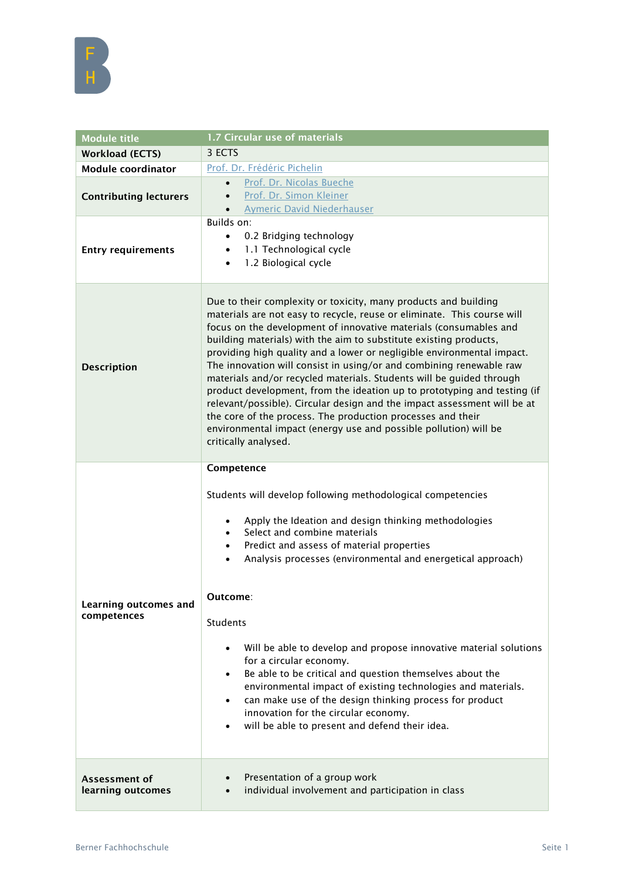| Module title | 1.7 Circular use of materials |
| --- | --- |
| Workload (ECTS) | 3 ECTS |
| Module coordinator | Prof. Dr. Frédéric Pichelin |
| Contributing lecturers | • Prof. Dr. Nicolas Bueche<br>• Prof. Dr. Simon Kleiner<br>• Aymeric David Niederhauser |
| Entry requirements | Builds on:<br>• 0.2 Bridging technology<br>• 1.1 Technological cycle<br>• 1.2 Biological cycle |
| Description | Due to their complexity or toxicity, many products and building materials are not easy to recycle, reuse or eliminate. This course will focus on the development of innovative materials (consumables and building materials) with the aim to substitute existing products, providing high quality and a lower or negligible environmental impact. The innovation will consist in using/or and combining renewable raw materials and/or recycled materials. Students will be guided through product development, from the ideation up to prototyping and testing (if relevant/possible). Circular design and the impact assessment will be at the core of the process. The production processes and their environmental impact (energy use and possible pollution) will be critically analysed. |
| Learning outcomes and competences | **Competence**<br><br>Students will develop following methodological competencies<br><br>• Apply the Ideation and design thinking methodologies<br>• Select and combine materials<br>• Predict and assess of material properties<br>• Analysis processes (environmental and energetical approach)<br><br>**Outcome**:<br><br>Students<br><br>• Will be able to develop and propose innovative material solutions for a circular economy.<br>• Be able to be critical and question themselves about the environmental impact of existing technologies and materials.<br>• can make use of the design thinking process for product innovation for the circular economy.<br>• will be able to present and defend their idea. |
| Assessment of learning outcomes | • Presentation of a group work<br>• individual involvement and participation in class |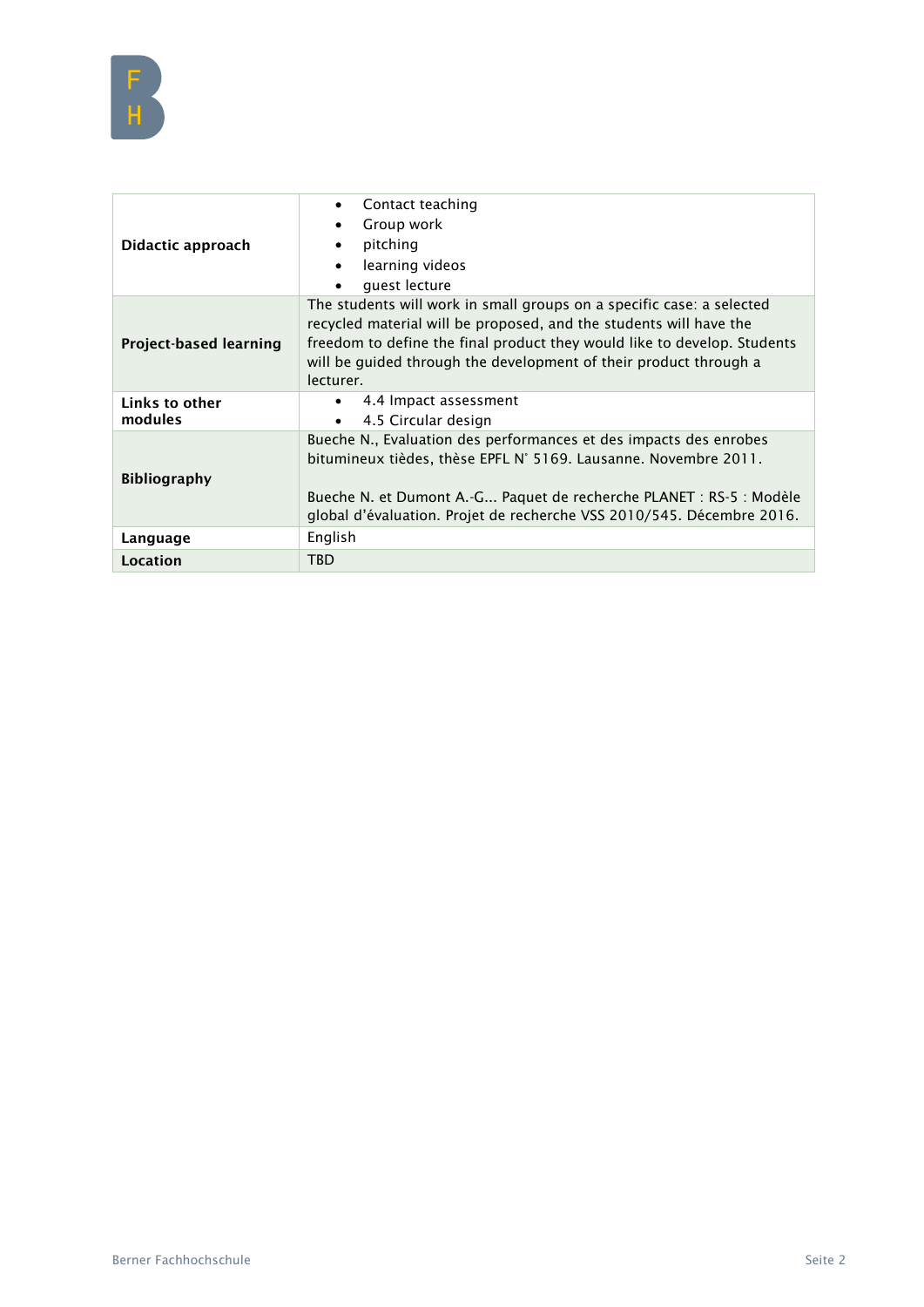| | |
|---|---|
| **Didactic approach** | • Contact teaching<br>• Group work<br>• pitching<br>• learning videos<br>• guest lecture |
| **Project-based learning** | The students will work in small groups on a specific case: a selected recycled material will be proposed, and the students will have the freedom to define the final product they would like to develop. Students will be guided through the development of their product through a lecturer. |
| **Links to other modules** | • 4.4 Impact assessment<br>• 4.5 Circular design |
| **Bibliography** | Bueche N., Evaluation des performances et des impacts des enrobes bitumineux tièdes, thèse EPFL N° 5169. Lausanne. Novembre 2011.<br><br>Bueche N. et Dumont A.-G... Paquet de recherche PLANET : RS-5 : Modèle global d'évaluation. Projet de recherche VSS 2010/545. Décembre 2016. |
| **Language** | English |
| **Location** | TBD |